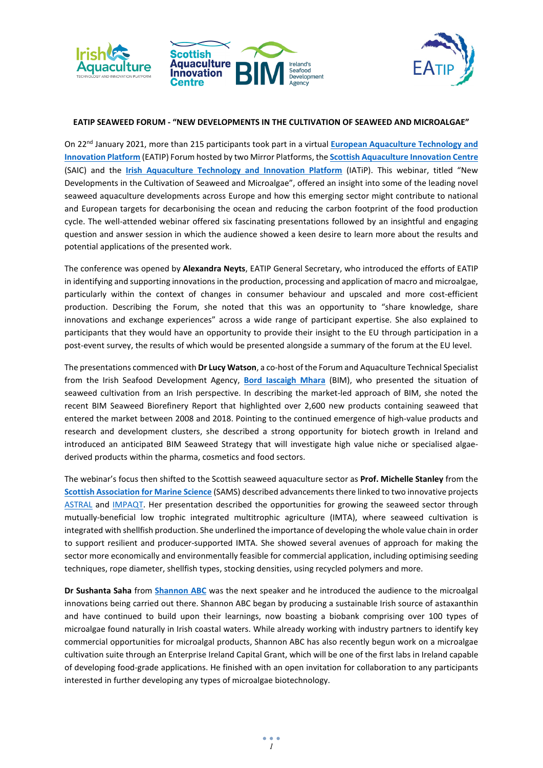**EATIP SEAWEED FORUM - "NEW DEVELOPMENTS IN THE CULTIVATION OF SEAWEED AND MICROALGAE"**

On 22nd January 2021, more than 215 participants took part in a virtual **European Aquaculture Technology and Innovation Platform** (EATIP) Forum hosted by two Mirror Platforms, the **Scottish Aquaculture Innovation Centre** (SAIC) and the **Irish Aquaculture Technology and Innovation Platform** (IATiP). This webinar, titled "New Developments in the Cultivation of Seaweed and Microalgae", offered an insight into some of the leading novel seaweed aquaculture developments across Europe and how this emerging sector might contribute to national and European targets for decarbonising the ocean and reducing the carbon footprint of the food production cycle. The well-attended webinar offered six fascinating presentations followed by an insightful and engaging question and answer session in which the audience showed a keen desire to learn more about the results and potential applications of the presented work.

The conference was opened by **Alexandra Neyts**, EATIP General Secretary, who introduced the efforts of EATIP in identifying and supporting innovations in the production, processing and application of macro and microalgae, particularly within the context of changes in consumer behaviour and upscaled and more cost-efficient production. Describing the Forum, she noted that this was an opportunity to "share knowledge, share innovations and exchange experiences" across a wide range of participant expertise. She also explained to participants that they would have an opportunity to provide their insight to the EU through participation in a post-event survey, the results of which would be presented alongside a summary of the forum at the EU level.

The presentations commenced with **Dr Lucy Watson**, a co-host of the Forum and Aquaculture Technical Specialist from the Irish Seafood Development Agency, **Bord Iascaigh Mhara** (BIM), who presented the situation of seaweed cultivation from an Irish perspective. In describing the market-led approach of BIM, she noted the recent BIM Seaweed Biofinery Report that highlighted over 2,600 new products containing seaweed that entered the market between 2008 and 2018. Pointing to the continued emergence of high-value products and research and development clusters, she described a strong opportunity for biotech growth in Ireland and introduced an anticipated BIM Seaweed Strategy that will investigate high value niche or specialised algae-derived products within the pharma, cosmetics and food sectors.

The webinar's focus then shifted to the Scottish seaweed aquaculture sector as **Prof. Michelle Stanley** from the **Scottish Association for Marine Science** (SAMS) described advancements there linked to two innovative projects ASTRAL and IMPAQT. Her presentation described the opportunities for growing the seaweed sector through mutually-beneficial low trophic integrated multitrophic agriculture (IMTA), where seaweed cultivation is integrated with shellfish production. She underlined the importance of developing the whole value chain in order to support resilient and producer-supported IMTA. She showed several avenues of approach for making the sector more economically and environmentally feasible for commercial application, including optimising seeding techniques, rope diameter, shellfish types, stocking densities, using recycled polymers and more.

**Dr Sushanta Saha** from **Shannon ABC** was the next speaker and he introduced the audience to the microalgal innovations being carried out there. Shannon ABC began by producing a sustainable Irish source of astaxanthin and have continued to build upon their learnings, now boasting a biobank comprising over 100 types of microalgae found naturally in Irish coastal waters. While already working with industry partners to identify key commercial opportunities for microalgal products, Shannon ABC has also recently begun work on a microalgae cultivation suite through an Enterprise Ireland Capital Grant, which will be one of the first labs in Ireland capable of developing food-grade applications. He finished with an open invitation for collaboration to any participants interested in further developing any types of microalgae biotechnology.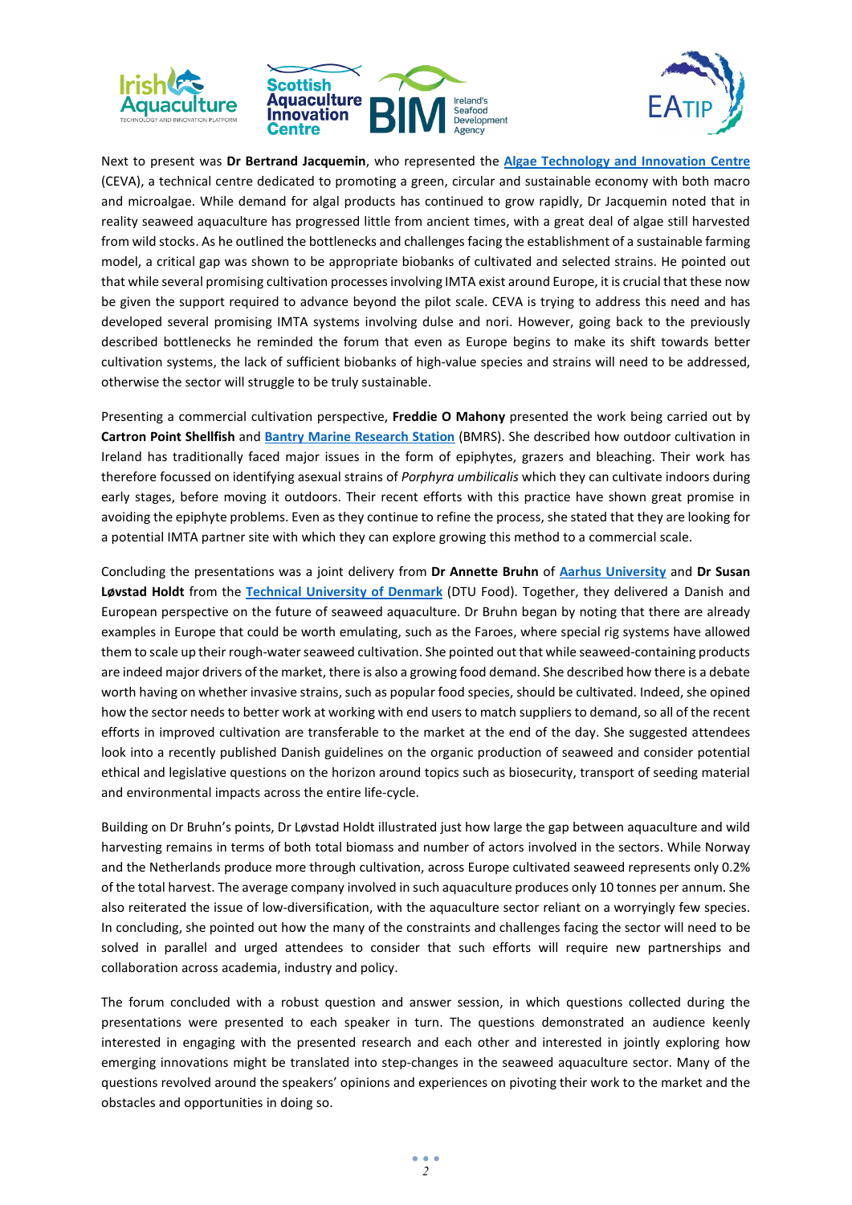Next to present was **Dr Bertrand Jacquemin**, who represented the **Algae Technology and Innovation Centre** (CEVA), a technical centre dedicated to promoting a green, circular and sustainable economy with both macro and microalgae. While demand for algal products has continued to grow rapidly, Dr Jacquemin noted that in reality seaweed aquaculture has progressed little from ancient times, with a great deal of algae still harvested from wild stocks. As he outlined the bottlenecks and challenges facing the establishment of a sustainable farming model, a critical gap was shown to be appropriate biobanks of cultivated and selected strains. He pointed out that while several promising cultivation processes involving IMTA exist around Europe, it is crucial that these now be given the support required to advance beyond the pilot scale. CEVA is trying to address this need and has developed several promising IMTA systems involving dulse and nori. However, going back to the previously described bottlenecks he reminded the forum that even as Europe begins to make its shift towards better cultivation systems, the lack of sufficient biobanks of high-value species and strains will need to be addressed, otherwise the sector will struggle to be truly sustainable.

Presenting a commercial cultivation perspective, **Freddie O Mahony** presented the work being carried out by **Cartron Point Shellfish** and **Bantry Marine Research Station** (BMRS). She described how outdoor cultivation in Ireland has traditionally faced major issues in the form of epiphytes, grazers and bleaching. Their work has therefore focussed on identifying asexual strains of *Porphyra umbilicalis* which they can cultivate indoors during early stages, before moving it outdoors. Their recent efforts with this practice have shown great promise in avoiding the epiphyte problems. Even as they continue to refine the process, she stated that they are looking for a potential IMTA partner site with which they can explore growing this method to a commercial scale.

Concluding the presentations was a joint delivery from **Dr Annette Bruhn** of **Aarhus University** and **Dr Susan Løvstad Holdt** from the **Technical University of Denmark** (DTU Food). Together, they delivered a Danish and European perspective on the future of seaweed aquaculture. Dr Bruhn began by noting that there are already examples in Europe that could be worth emulating, such as the Faroes, where special rig systems have allowed them to scale up their rough-water seaweed cultivation. She pointed out that while seaweed-containing products are indeed major drivers of the market, there is also a growing food demand. She described how there is a debate worth having on whether invasive strains, such as popular food species, should be cultivated. Indeed, she opined how the sector needs to better work at working with end users to match suppliers to demand, so all of the recent efforts in improved cultivation are transferable to the market at the end of the day. She suggested attendees look into a recently published Danish guidelines on the organic production of seaweed and consider potential ethical and legislative questions on the horizon around topics such as biosecurity, transport of seeding material and environmental impacts across the entire life-cycle.

Building on Dr Bruhn's points, Dr Løvstad Holdt illustrated just how large the gap between aquaculture and wild harvesting remains in terms of both total biomass and number of actors involved in the sectors. While Norway and the Netherlands produce more through cultivation, across Europe cultivated seaweed represents only 0.2% of the total harvest. The average company involved in such aquaculture produces only 10 tonnes per annum. She also reiterated the issue of low-diversification, with the aquaculture sector reliant on a worryingly few species. In concluding, she pointed out how the many of the constraints and challenges facing the sector will need to be solved in parallel and urged attendees to consider that such efforts will require new partnerships and collaboration across academia, industry and policy.

The forum concluded with a robust question and answer session, in which questions collected during the presentations were presented to each speaker in turn. The questions demonstrated an audience keenly interested in engaging with the presented research and each other and interested in jointly exploring how emerging innovations might be translated into step-changes in the seaweed aquaculture sector. Many of the questions revolved around the speakers' opinions and experiences on pivoting their work to the market and the obstacles and opportunities in doing so.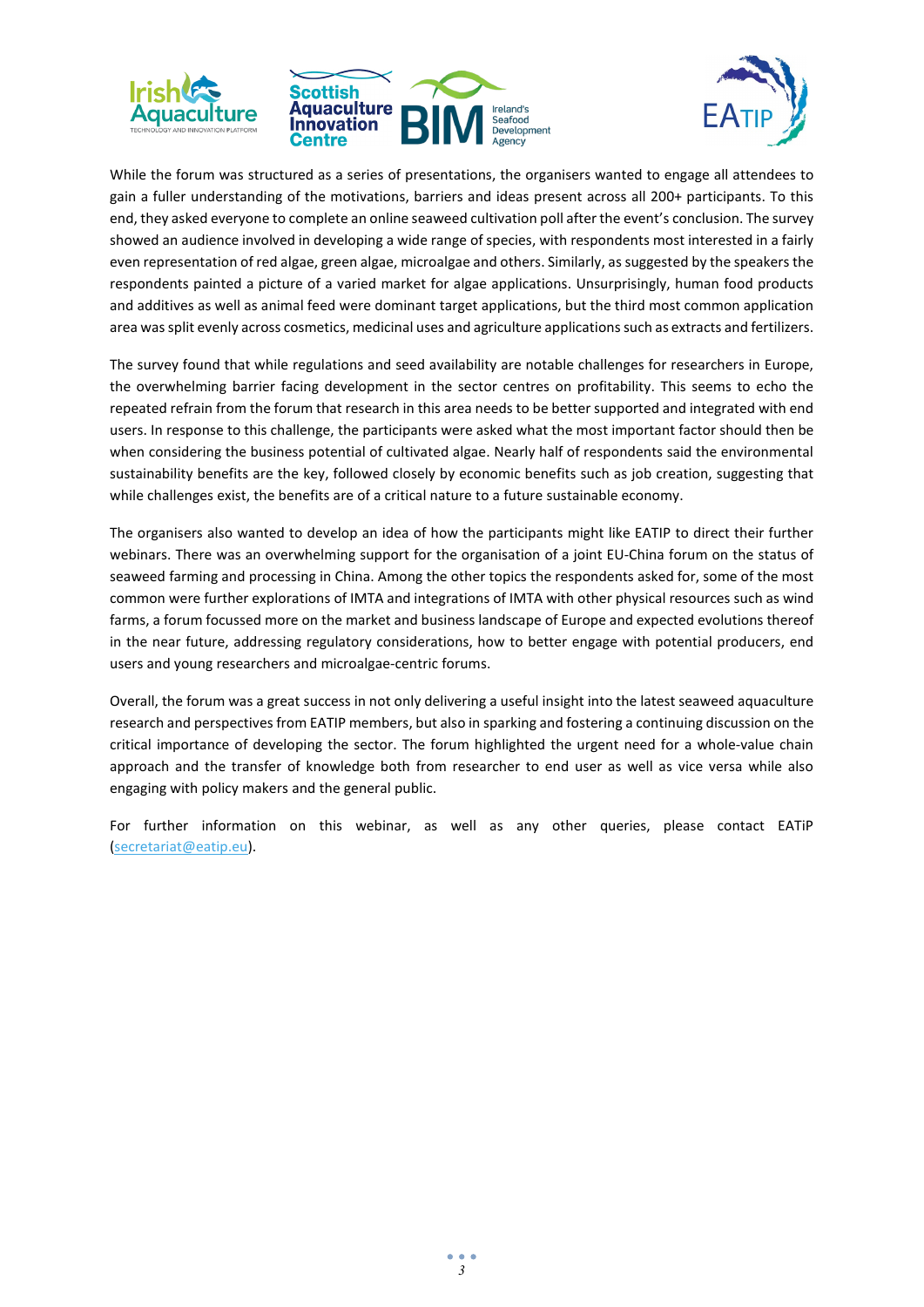While the forum was structured as a series of presentations, the organisers wanted to engage all attendees to gain a fuller understanding of the motivations, barriers and ideas present across all 200+ participants. To this end, they asked everyone to complete an online seaweed cultivation poll after the event's conclusion. The survey showed an audience involved in developing a wide range of species, with respondents most interested in a fairly even representation of red algae, green algae, microalgae and others. Similarly, as suggested by the speakers the respondents painted a picture of a varied market for algae applications. Unsurprisingly, human food products and additives as well as animal feed were dominant target applications, but the third most common application area was split evenly across cosmetics, medicinal uses and agriculture applications such as extracts and fertilizers.

The survey found that while regulations and seed availability are notable challenges for researchers in Europe, the overwhelming barrier facing development in the sector centres on profitability. This seems to echo the repeated refrain from the forum that research in this area needs to be better supported and integrated with end users. In response to this challenge, the participants were asked what the most important factor should then be when considering the business potential of cultivated algae. Nearly half of respondents said the environmental sustainability benefits are the key, followed closely by economic benefits such as job creation, suggesting that while challenges exist, the benefits are of a critical nature to a future sustainable economy.

The organisers also wanted to develop an idea of how the participants might like EATIP to direct their further webinars. There was an overwhelming support for the organisation of a joint EU-China forum on the status of seaweed farming and processing in China. Among the other topics the respondents asked for, some of the most common were further explorations of IMTA and integrations of IMTA with other physical resources such as wind farms, a forum focussed more on the market and business landscape of Europe and expected evolutions thereof in the near future, addressing regulatory considerations, how to better engage with potential producers, end users and young researchers and microalgae-centric forums.

Overall, the forum was a great success in not only delivering a useful insight into the latest seaweed aquaculture research and perspectives from EATIP members, but also in sparking and fostering a continuing discussion on the critical importance of developing the sector. The forum highlighted the urgent need for a whole-value chain approach and the transfer of knowledge both from researcher to end user as well as vice versa while also engaging with policy makers and the general public.

For further information on this webinar, as well as any other queries, please contact EATiP (secretariat@eatip.eu).